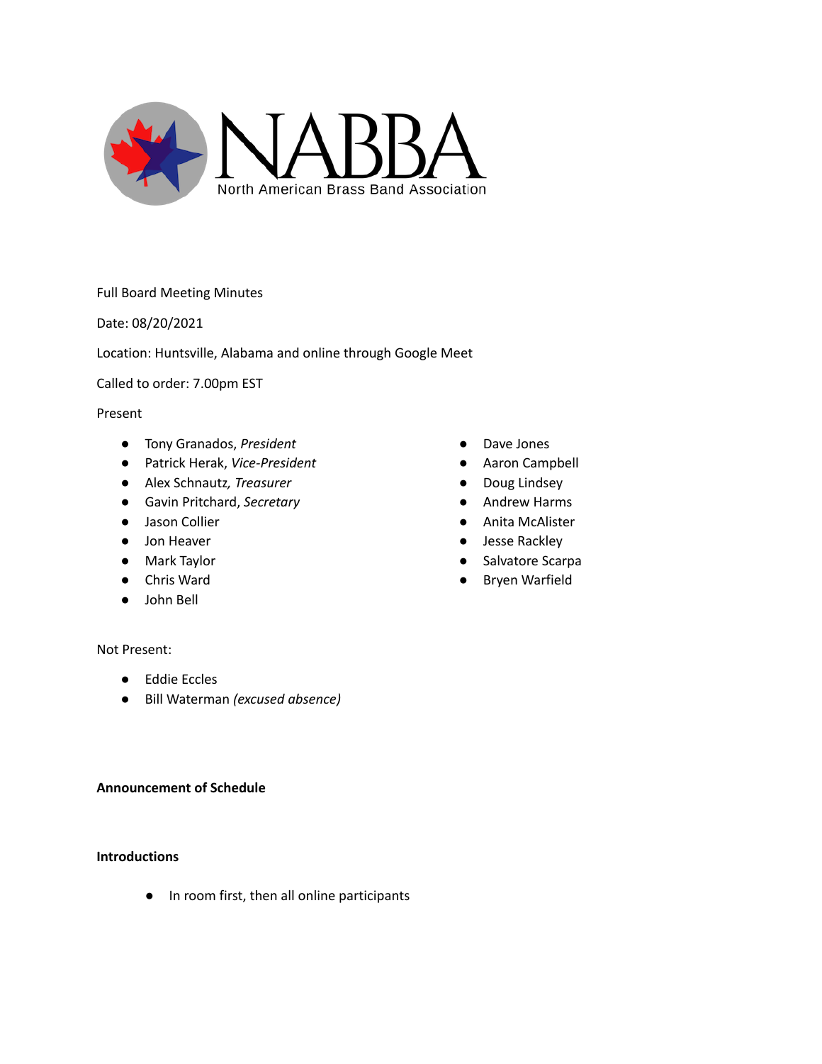NABBA

North American Brass Band Association

Full Board Meeting Minutes

Date: 08/20/2021

Location: Huntsville, Alabama and online through Google Meet

Called to order: 7.00pm EST

Present

- Tony Granados, *President*
- Patrick Herak, *Vice-President*
- Alex Schnautz, *Treasurer*
- Gavin Pritchard, *Secretary*
- Jason Collier
- Jon Heaver
- Mark Taylor
- Chris Ward
- John Bell
- Dave Jones
- Aaron Campbell
- Doug Lindsey
- Andrew Harms
- Anita McAlister
- Jesse Rackley
- Salvatore Scarpa
- Bryen Warfield

Not Present:

- Eddie Eccles
- Bill Waterman *(excused absence)*

**Announcement of Schedule**

**Introductions**

- In room first, then all online participants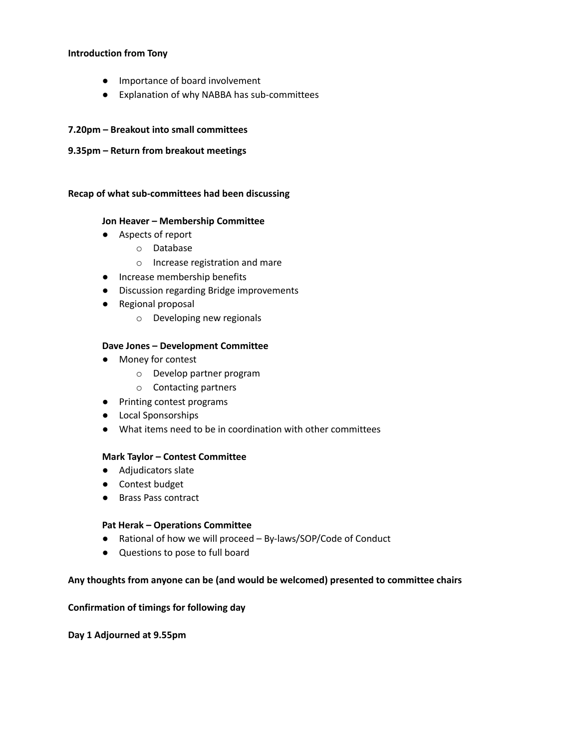**Introduction from Tony**

- Importance of board involvement
- Explanation of why NABBA has sub-committees

**7.20pm – Breakout into small committees**

**9.35pm – Return from breakout meetings**

**Recap of what sub-committees had been discussing**

**Jon Heaver – Membership Committee**

- Aspects of report
  - Database
  - Increase registration and mare
- Increase membership benefits
- Discussion regarding Bridge improvements
- Regional proposal
  - Developing new regionals

**Dave Jones – Development Committee**

- Money for contest
  - Develop partner program
  - Contacting partners
- Printing contest programs
- Local Sponsorships
- What items need to be in coordination with other committees

**Mark Taylor – Contest Committee**

- Adjudicators slate
- Contest budget
- Brass Pass contract

**Pat Herak – Operations Committee**

- Rational of how we will proceed – By-laws/SOP/Code of Conduct
- Questions to pose to full board

**Any thoughts from anyone can be (and would be welcomed) presented to committee chairs**

**Confirmation of timings for following day**

**Day 1 Adjourned at 9.55pm**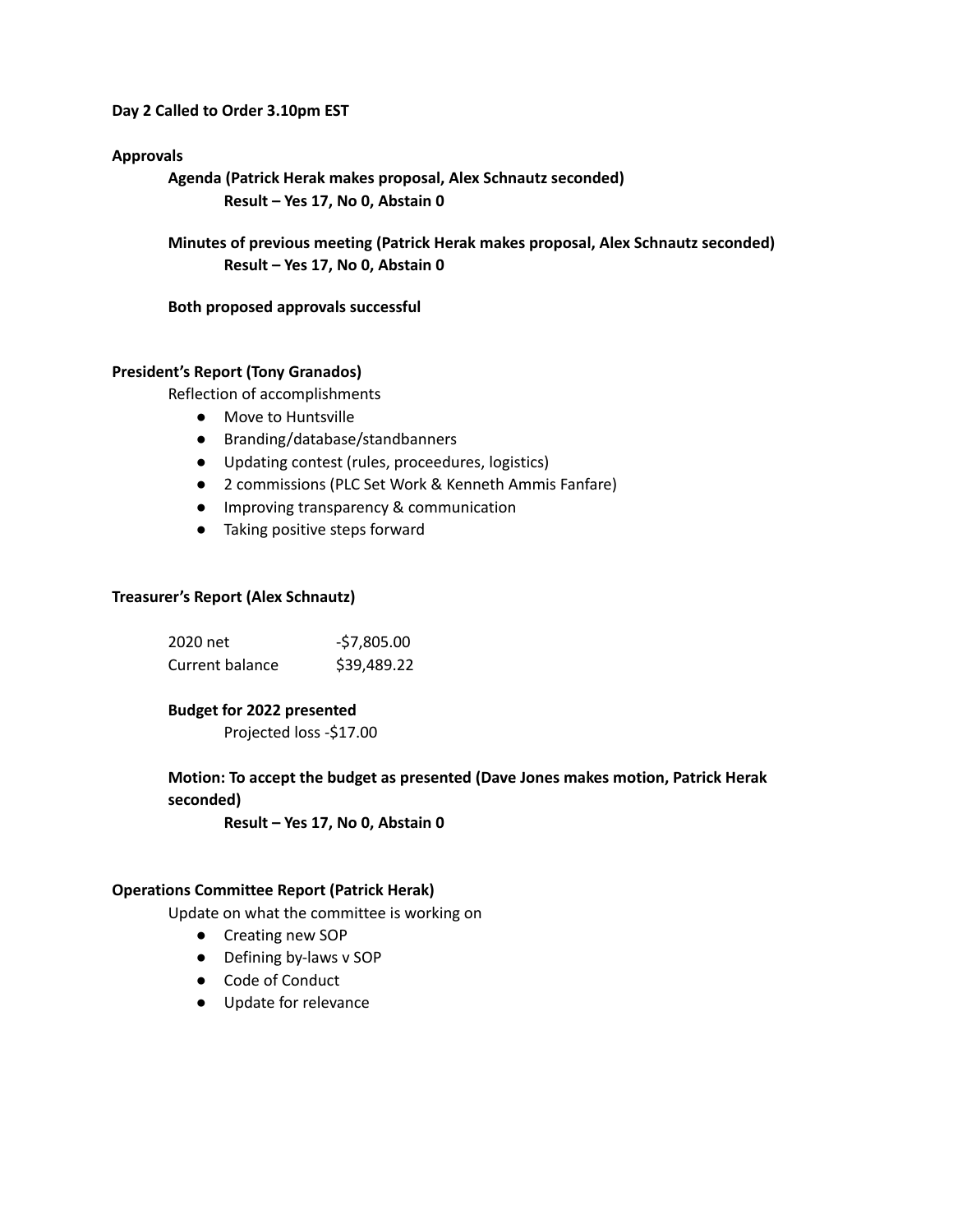**Day 2 Called to Order 3.10pm EST**

**Approvals**

**Agenda (Patrick Herak makes proposal, Alex Schnautz seconded)**

**Result – Yes 17, No 0, Abstain 0**

**Minutes of previous meeting (Patrick Herak makes proposal, Alex Schnautz seconded)**

**Result – Yes 17, No 0, Abstain 0**

**Both proposed approvals successful**

**President's Report (Tony Granados)**

Reflection of accomplishments

- Move to Huntsville
- Branding/database/standbanners
- Updating contest (rules, proceedures, logistics)
- 2 commissions (PLC Set Work & Kenneth Ammis Fanfare)
- Improving transparency & communication
- Taking positive steps forward

**Treasurer's Report (Alex Schnautz)**

| | |
|---|---|
| 2020 net | -$7,805.00 |
| Current balance | $39,489.22 |

**Budget for 2022 presented**

Projected loss -$17.00

**Motion: To accept the budget as presented (Dave Jones makes motion, Patrick Herak seconded)**

**Result – Yes 17, No 0, Abstain 0**

**Operations Committee Report (Patrick Herak)**

Update on what the committee is working on

- Creating new SOP
- Defining by-laws v SOP
- Code of Conduct
- Update for relevance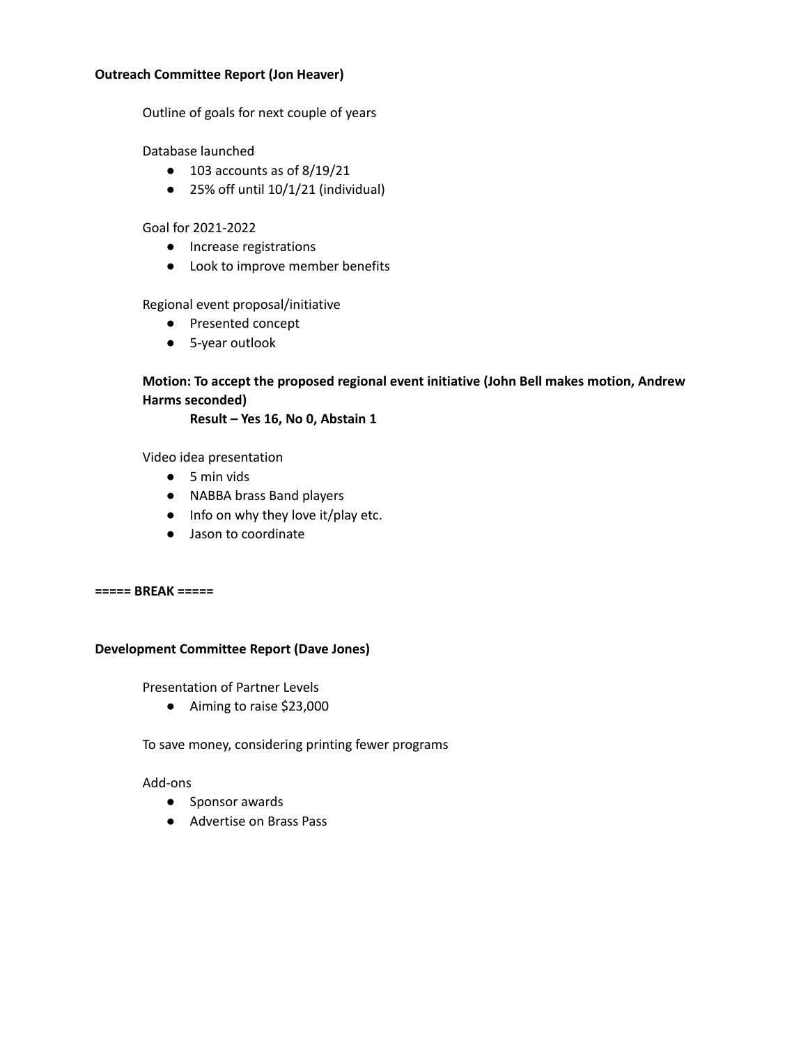**Outreach Committee Report (Jon Heaver)**

Outline of goals for next couple of years

Database launched

- 103 accounts as of 8/19/21
- 25% off until 10/1/21 (individual)

Goal for 2021-2022

- Increase registrations
- Look to improve member benefits

Regional event proposal/initiative

- Presented concept
- 5-year outlook

**Motion: To accept the proposed regional event initiative (John Bell makes motion, Andrew Harms seconded)**

**Result – Yes 16, No 0, Abstain 1**

Video idea presentation

- 5 min vids
- NABBA brass Band players
- Info on why they love it/play etc.
- Jason to coordinate

**===== BREAK =====**

**Development Committee Report (Dave Jones)**

Presentation of Partner Levels

- Aiming to raise $23,000

To save money, considering printing fewer programs

Add-ons

- Sponsor awards
- Advertise on Brass Pass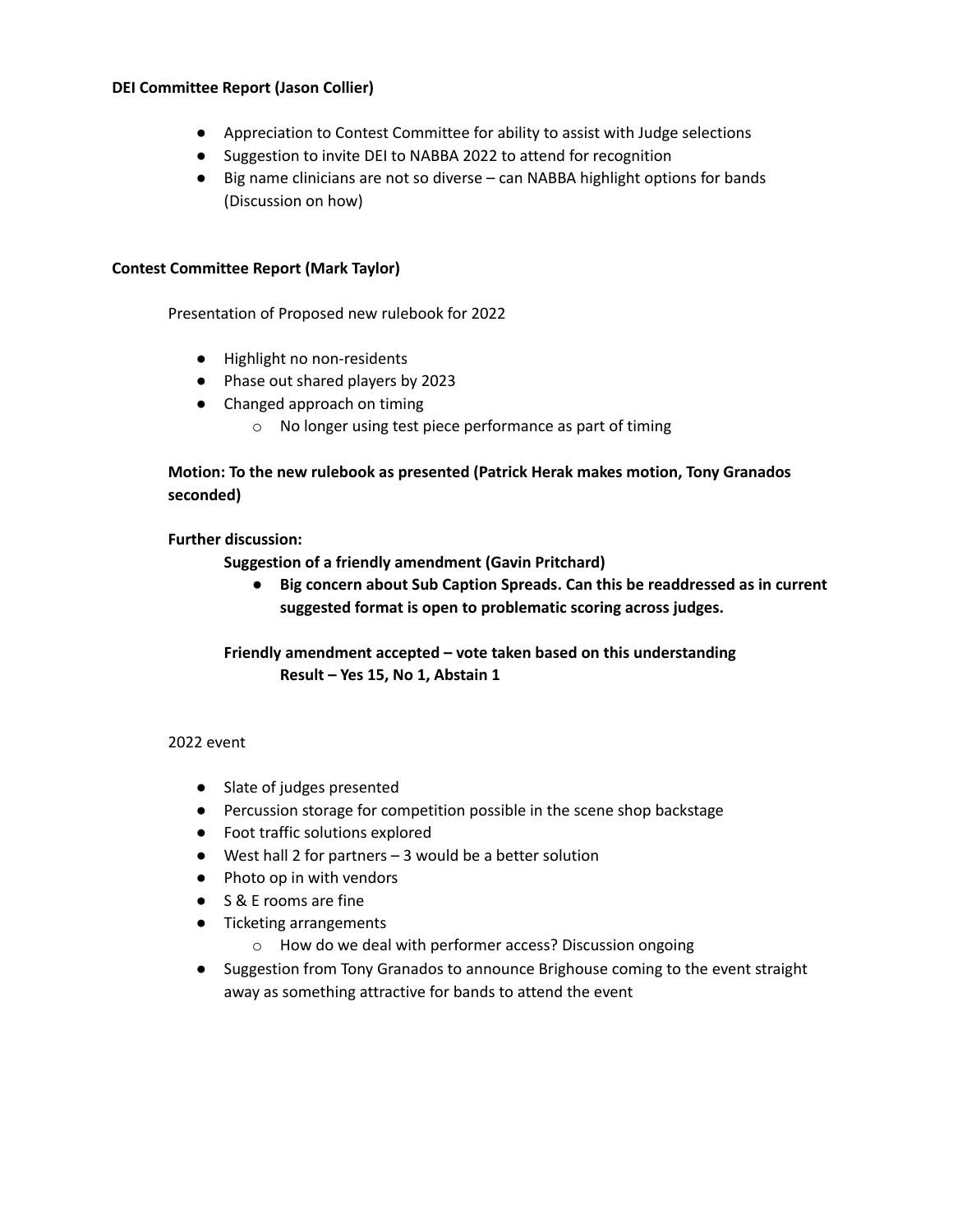**DEI Committee Report (Jason Collier)**

- Appreciation to Contest Committee for ability to assist with Judge selections
- Suggestion to invite DEI to NABBA 2022 to attend for recognition
- Big name clinicians are not so diverse – can NABBA highlight options for bands (Discussion on how)

**Contest Committee Report (Mark Taylor)**

Presentation of Proposed new rulebook for 2022

- Highlight no non-residents
- Phase out shared players by 2023
- Changed approach on timing
    - No longer using test piece performance as part of timing

**Motion: To the new rulebook as presented (Patrick Herak makes motion, Tony Granados seconded)**

**Further discussion:**

**Suggestion of a friendly amendment (Gavin Pritchard)**

- **Big concern about Sub Caption Spreads. Can this be readdressed as in current suggested format is open to problematic scoring across judges.**

**Friendly amendment accepted – vote taken based on this understanding**
**Result – Yes 15, No 1, Abstain 1**

2022 event

- Slate of judges presented
- Percussion storage for competition possible in the scene shop backstage
- Foot traffic solutions explored
- West hall 2 for partners – 3 would be a better solution
- Photo op in with vendors
- S & E rooms are fine
- Ticketing arrangements
    - How do we deal with performer access? Discussion ongoing
- Suggestion from Tony Granados to announce Brighouse coming to the event straight away as something attractive for bands to attend the event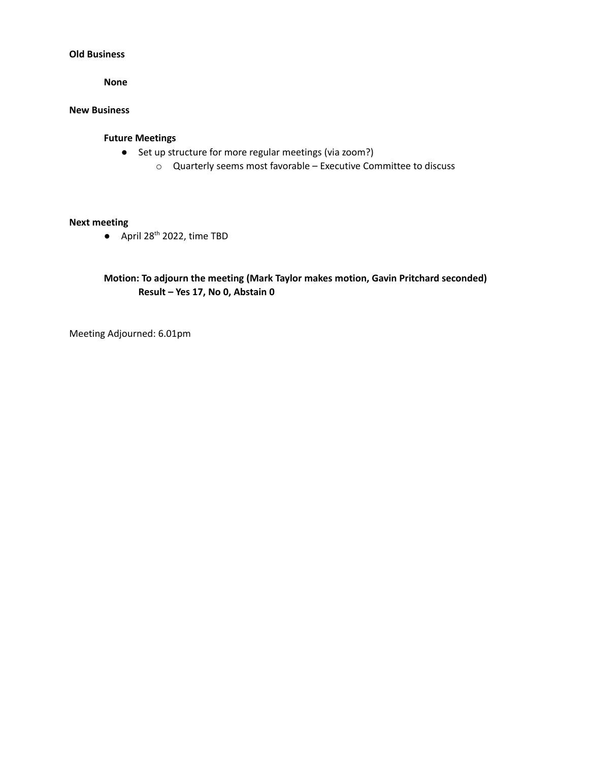**Old Business**

**None**

**New Business**

**Future Meetings**

- Set up structure for more regular meetings (via zoom?)
  - Quarterly seems most favorable – Executive Committee to discuss

**Next meeting**

- April 28th 2022, time TBD

**Motion: To adjourn the meeting (Mark Taylor makes motion, Gavin Pritchard seconded)**
**Result – Yes 17, No 0, Abstain 0**

Meeting Adjourned: 6.01pm